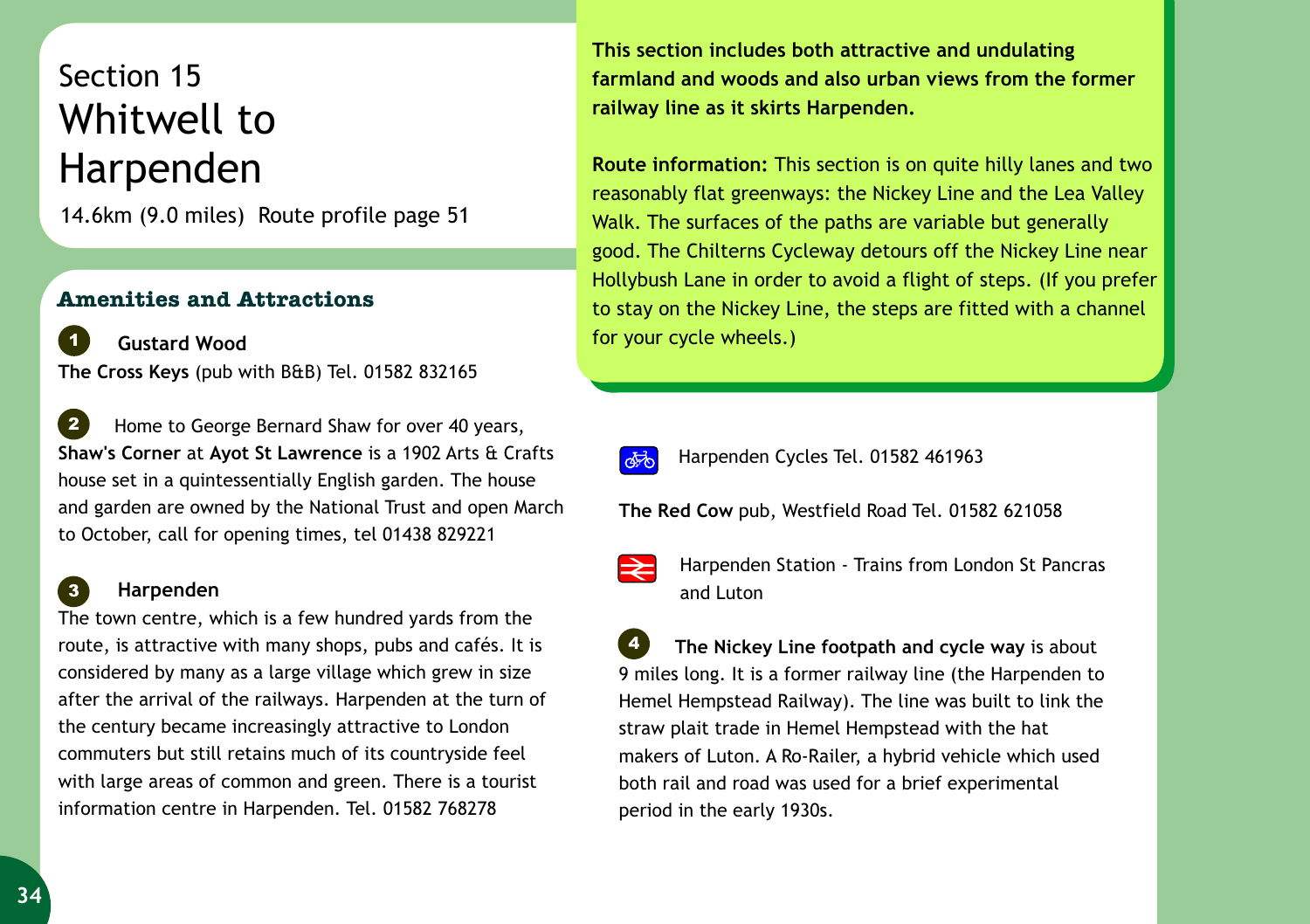# Section 15
# Whitwell to Harpenden

14.6km (9.0 miles) Route profile page 51

**This section includes both attractive and undulating farmland and woods and also urban views from the former railway line as it skirts Harpenden.**

**Route information:** This section is on quite hilly lanes and two reasonably flat greenways: the Nickey Line and the Lea Valley Walk. The surfaces of the paths are variable but generally good. The Chilterns Cycleway detours off the Nickey Line near Hollybush Lane in order to avoid a flight of steps. (If you prefer to stay on the Nickey Line, the steps are fitted with a channel for your cycle wheels.)

## Amenities and Attractions

**1 Gustard Wood**

**The Cross Keys** (pub with B&B) Tel. 01582 832165

**2** Home to George Bernard Shaw for over 40 years, **Shaw's Corner** at **Ayot St Lawrence** is a 1902 Arts & Crafts house set in a quintessentially English garden. The house and garden are owned by the National Trust and open March to October, call for opening times, tel 01438 829221

**3 Harpenden**

The town centre, which is a few hundred yards from the route, is attractive with many shops, pubs and cafés. It is considered by many as a large village which grew in size after the arrival of the railways. Harpenden at the turn of the century became increasingly attractive to London commuters but still retains much of its countryside feel with large areas of common and green. There is a tourist information centre in Harpenden. Tel. 01582 768278

Harpenden Cycles Tel. 01582 461963

**The Red Cow** pub, Westfield Road Tel. 01582 621058

Harpenden Station - Trains from London St Pancras and Luton

**4** **The Nickey Line footpath and cycle way** is about 9 miles long. It is a former railway line (the Harpenden to Hemel Hempstead Railway). The line was built to link the straw plait trade in Hemel Hempstead with the hat makers of Luton. A Ro-Railer, a hybrid vehicle which used both rail and road was used for a brief experimental period in the early 1930s.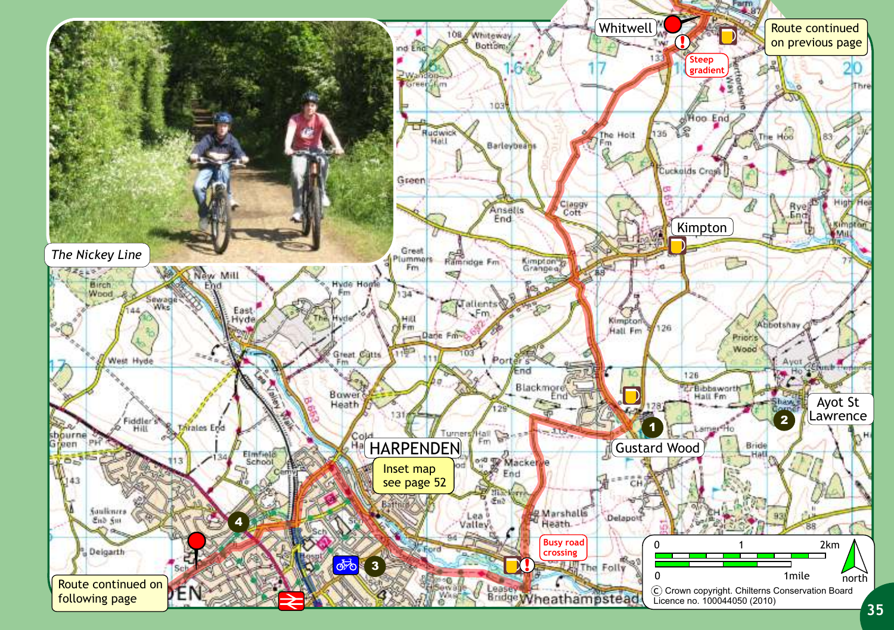The Nickey Line

Whitwell

Steep gradient

Route continued on previous page

Kimpton

Gustard Wood

Ayot St Lawrence

HARPENDEN

Inset map see page 52

Busy road crossing

Route continued on following page

0 1 2km

0 1mile

north

© Crown copyright. Chilterns Conservation Board Licence no. 100044050 (2010)